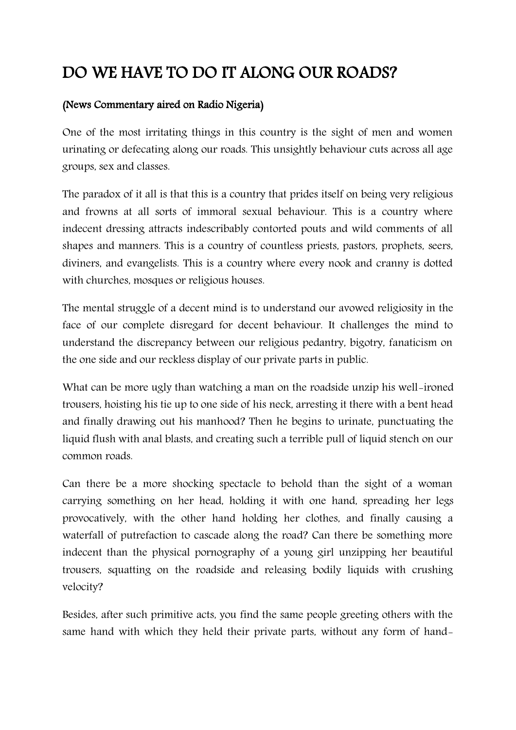# DO WE HAVE TO DO IT ALONG OUR ROADS?

**(News Commentary aired on Radio Nigeria)**

One of the most irritating things in this country is the sight of men and women urinating or defecating along our roads. This unsightly behaviour cuts across all age groups, sex and classes.

The paradox of it all is that this is a country that prides itself on being very religious and frowns at all sorts of immoral sexual behaviour. This is a country where indecent dressing attracts indescribably contorted pouts and wild comments of all shapes and manners. This is a country of countless priests, pastors, prophets, seers, diviners, and evangelists. This is a country where every nook and cranny is dotted with churches, mosques or religious houses.

The mental struggle of a decent mind is to understand our avowed religiosity in the face of our complete disregard for decent behaviour. It challenges the mind to understand the discrepancy between our religious pedantry, bigotry, fanaticism on the one side and our reckless display of our private parts in public.

What can be more ugly than watching a man on the roadside unzip his well-ironed trousers, hoisting his tie up to one side of his neck, arresting it there with a bent head and finally drawing out his manhood? Then he begins to urinate, punctuating the liquid flush with anal blasts, and creating such a terrible pull of liquid stench on our common roads.

Can there be a more shocking spectacle to behold than the sight of a woman carrying something on her head, holding it with one hand, spreading her legs provocatively, with the other hand holding her clothes, and finally causing a waterfall of putrefaction to cascade along the road? Can there be something more indecent than the physical pornography of a young girl unzipping her beautiful trousers, squatting on the roadside and releasing bodily liquids with crushing velocity?

Besides, after such primitive acts, you find the same people greeting others with the same hand with which they held their private parts, without any form of hand-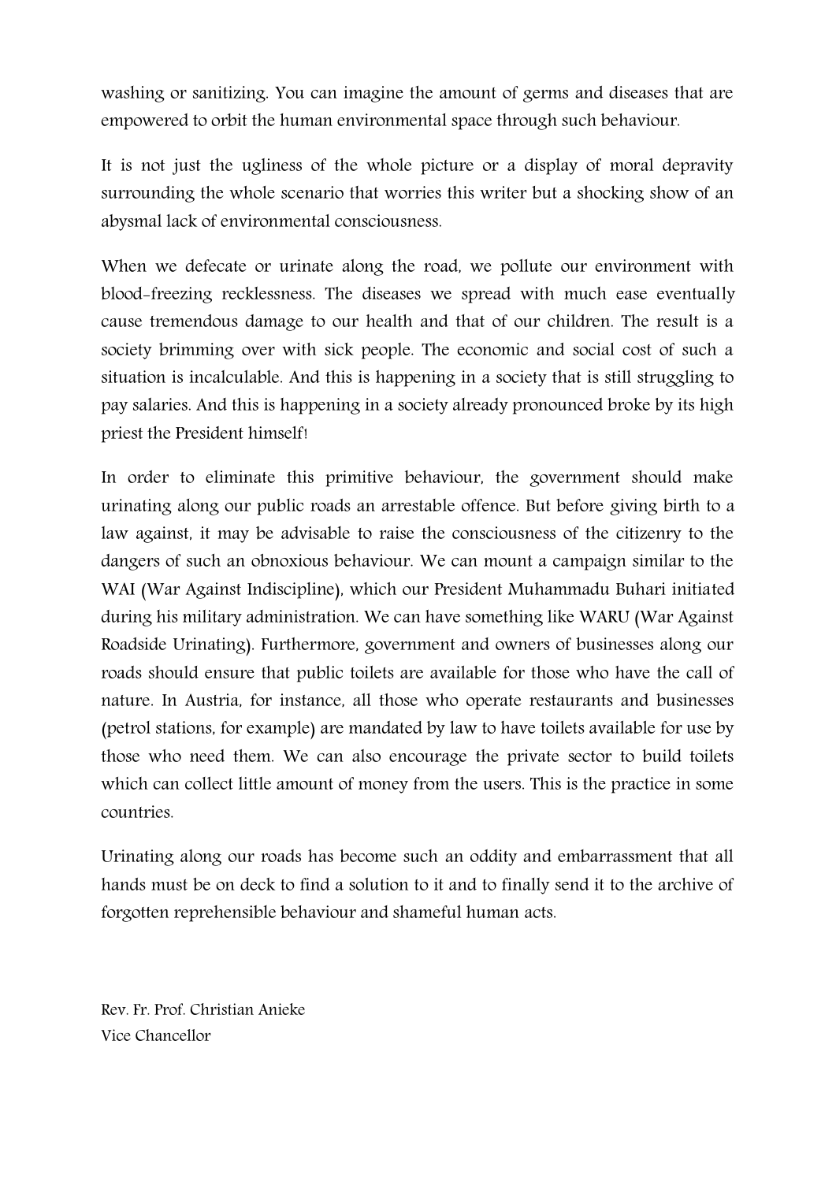washing or sanitizing. You can imagine the amount of germs and diseases that are empowered to orbit the human environmental space through such behaviour.

It is not just the ugliness of the whole picture or a display of moral depravity surrounding the whole scenario that worries this writer but a shocking show of an abysmal lack of environmental consciousness.

When we defecate or urinate along the road, we pollute our environment with blood-freezing recklessness. The diseases we spread with much ease eventually cause tremendous damage to our health and that of our children. The result is a society brimming over with sick people. The economic and social cost of such a situation is incalculable. And this is happening in a society that is still struggling to pay salaries. And this is happening in a society already pronounced broke by its high priest the President himself!

In order to eliminate this primitive behaviour, the government should make urinating along our public roads an arrestable offence. But before giving birth to a law against, it may be advisable to raise the consciousness of the citizenry to the dangers of such an obnoxious behaviour. We can mount a campaign similar to the WAI (War Against Indiscipline), which our President Muhammadu Buhari initiated during his military administration. We can have something like WARU (War Against Roadside Urinating). Furthermore, government and owners of businesses along our roads should ensure that public toilets are available for those who have the call of nature. In Austria, for instance, all those who operate restaurants and businesses (petrol stations, for example) are mandated by law to have toilets available for use by those who need them. We can also encourage the private sector to build toilets which can collect little amount of money from the users. This is the practice in some countries.

Urinating along our roads has become such an oddity and embarrassment that all hands must be on deck to find a solution to it and to finally send it to the archive of forgotten reprehensible behaviour and shameful human acts.

Rev. Fr. Prof. Christian Anieke  
Vice Chancellor